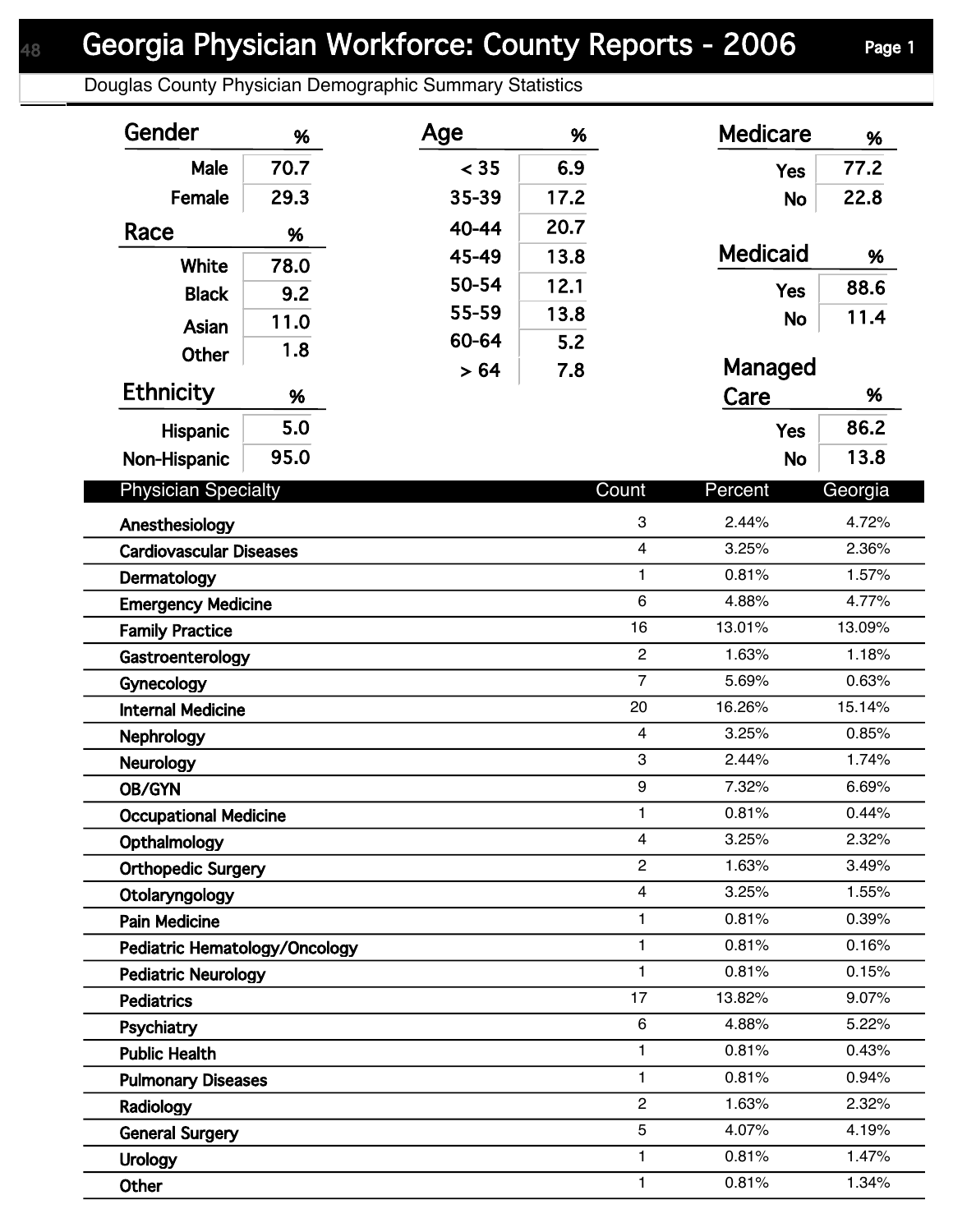# Georgia Physician Workforce: County Reports - 2006

Douglas County Physician Demographic Summary Statistics

| Gender | % |
|---|---|
| Male | 70.7 |
| Female | 29.3 |

| Race | % |
|---|---|
| White | 78.0 |
| Black | 9.2 |
| Asian | 11.0 |
| Other | 1.8 |

| Ethnicity | % |
|---|---|
| Hispanic | 5.0 |
| Non-Hispanic | 95.0 |

| Age | % |
|---|---|
| < 35 | 6.9 |
| 35-39 | 17.2 |
| 40-44 | 20.7 |
| 45-49 | 13.8 |
| 50-54 | 12.1 |
| 55-59 | 13.8 |
| 60-64 | 5.2 |
| > 64 | 7.8 |

| Medicare | % |
|---|---|
| Yes | 77.2 |
| No | 22.8 |

| Medicaid | % |
|---|---|
| Yes | 88.6 |
| No | 11.4 |

| Managed Care | % |
|---|---|
| Yes | 86.2 |
| No | 13.8 |

| Physician Specialty | Count | Percent | Georgia |
|---|---|---|---|
| Anesthesiology | 3 | 2.44% | 4.72% |
| Cardiovascular Diseases | 4 | 3.25% | 2.36% |
| Dermatology | 1 | 0.81% | 1.57% |
| Emergency Medicine | 6 | 4.88% | 4.77% |
| Family Practice | 16 | 13.01% | 13.09% |
| Gastroenterology | 2 | 1.63% | 1.18% |
| Gynecology | 7 | 5.69% | 0.63% |
| Internal Medicine | 20 | 16.26% | 15.14% |
| Nephrology | 4 | 3.25% | 0.85% |
| Neurology | 3 | 2.44% | 1.74% |
| OB/GYN | 9 | 7.32% | 6.69% |
| Occupational Medicine | 1 | 0.81% | 0.44% |
| Opthalmology | 4 | 3.25% | 2.32% |
| Orthopedic Surgery | 2 | 1.63% | 3.49% |
| Otolaryngology | 4 | 3.25% | 1.55% |
| Pain Medicine | 1 | 0.81% | 0.39% |
| Pediatric Hematology/Oncology | 1 | 0.81% | 0.16% |
| Pediatric Neurology | 1 | 0.81% | 0.15% |
| Pediatrics | 17 | 13.82% | 9.07% |
| Psychiatry | 6 | 4.88% | 5.22% |
| Public Health | 1 | 0.81% | 0.43% |
| Pulmonary Diseases | 1 | 0.81% | 0.94% |
| Radiology | 2 | 1.63% | 2.32% |
| General Surgery | 5 | 4.07% | 4.19% |
| Urology | 1 | 0.81% | 1.47% |
| Other | 1 | 0.81% | 1.34% |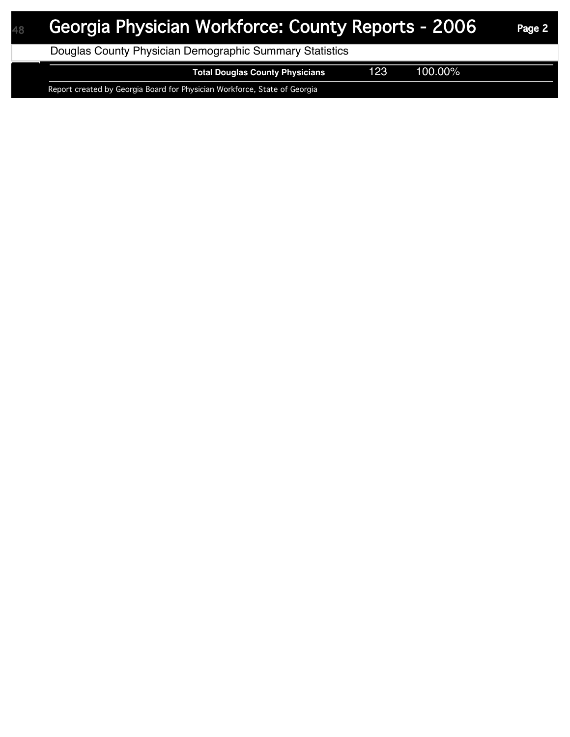Douglas County Physician Demographic Summary Statistics

| | | |
|---|---|---|
| **Total Douglas County Physicians** | 123 | 100.00% |

Report created by Georgia Board for Physician Workforce, State of Georgia